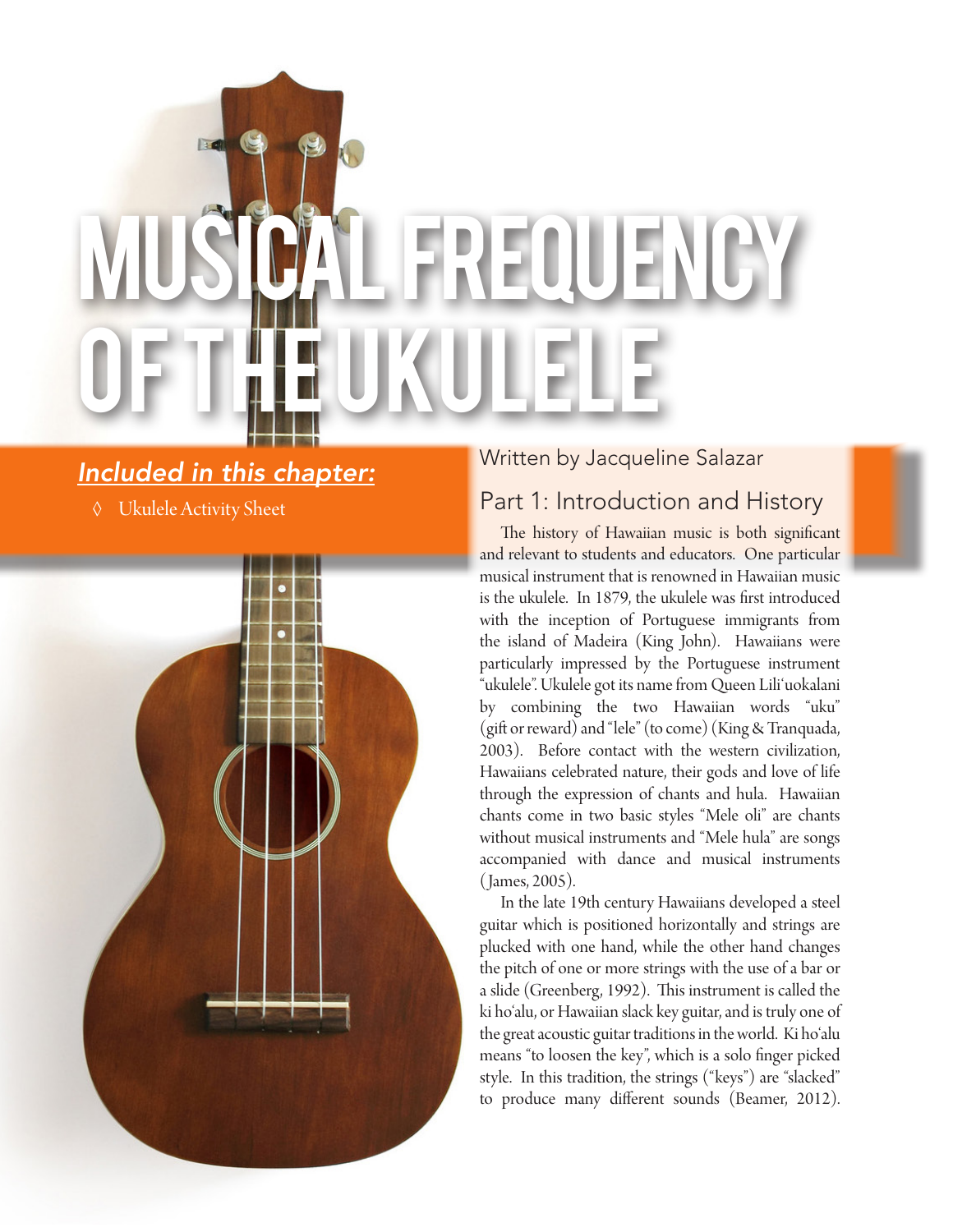# MUSICAL FREQUENCY OF THE UKULELE

***Included in this chapter:***

- ◊ Ukulele Activity Sheet

Written by Jacqueline Salazar

## Part 1: Introduction and History

The history of Hawaiian music is both significant and relevant to students and educators. One particular musical instrument that is renowned in Hawaiian music is the ukulele. In 1879, the ukulele was first introduced with the inception of Portuguese immigrants from the island of Madeira (King John). Hawaiians were particularly impressed by the Portuguese instrument "ukulele". Ukulele got its name from Queen Lili'uokalani by combining the two Hawaiian words "uku" (gift or reward) and "lele" (to come) (King & Tranquada, 2003). Before contact with the western civilization, Hawaiians celebrated nature, their gods and love of life through the expression of chants and hula. Hawaiian chants come in two basic styles "Mele oli" are chants without musical instruments and "Mele hula" are songs accompanied with dance and musical instruments (James, 2005).

In the late 19th century Hawaiians developed a steel guitar which is positioned horizontally and strings are plucked with one hand, while the other hand changes the pitch of one or more strings with the use of a bar or a slide (Greenberg, 1992). This instrument is called the ki ho'alu, or Hawaiian slack key guitar, and is truly one of the great acoustic guitar traditions in the world. Ki ho'alu means "to loosen the key", which is a solo finger picked style. In this tradition, the strings ("keys") are "slacked" to produce many different sounds (Beamer, 2012).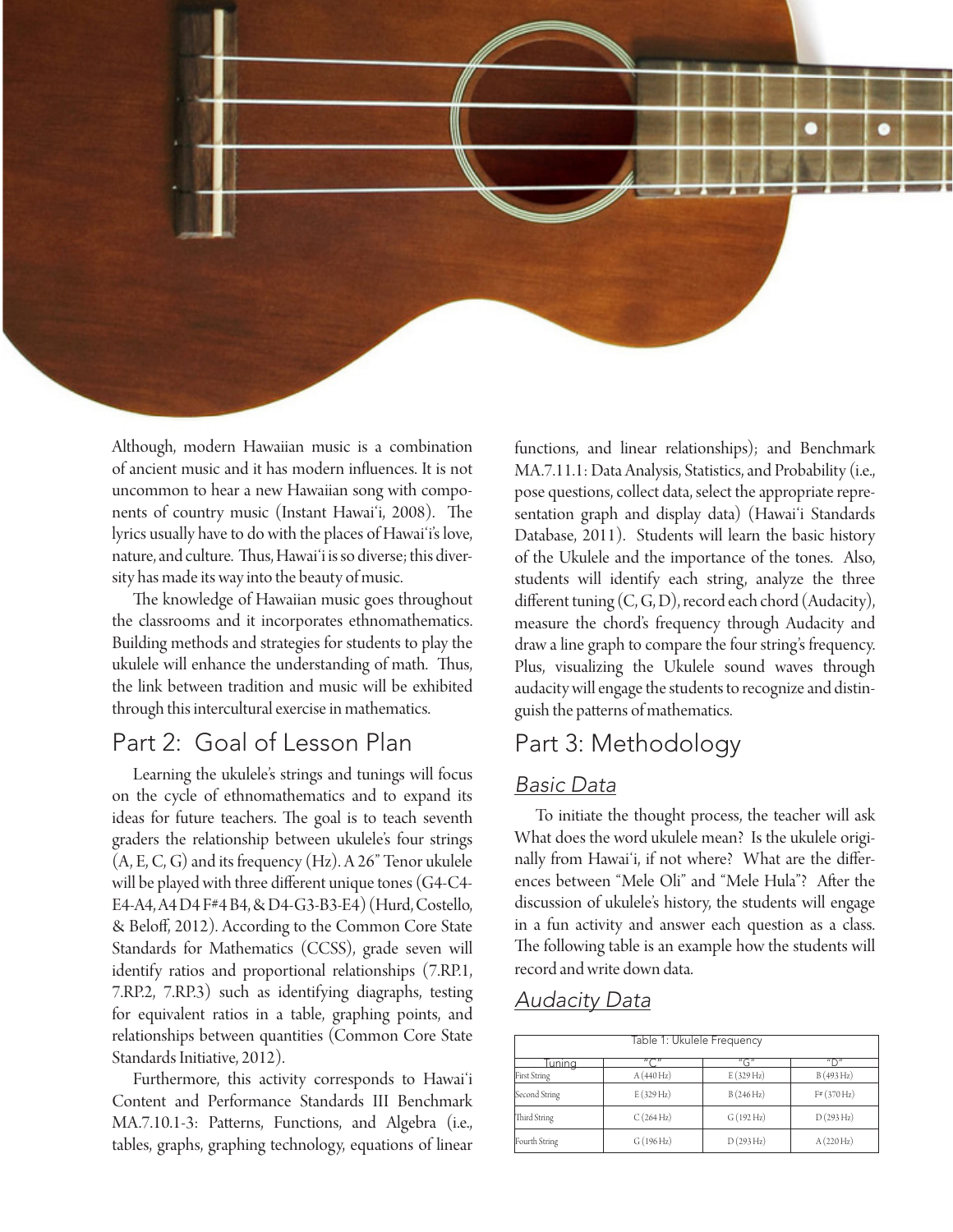Although, modern Hawaiian music is a combination of ancient music and it has modern influences. It is not uncommon to hear a new Hawaiian song with components of country music (Instant Hawai'i, 2008). The lyrics usually have to do with the places of Hawai'i's love, nature, and culture. Thus, Hawai'i is so diverse; this diversity has made its way into the beauty of music.

The knowledge of Hawaiian music goes throughout the classrooms and it incorporates ethnomathematics. Building methods and strategies for students to play the ukulele will enhance the understanding of math. Thus, the link between tradition and music will be exhibited through this intercultural exercise in mathematics.

## Part 2: Goal of Lesson Plan

Learning the ukulele's strings and tunings will focus on the cycle of ethnomathematics and to expand its ideas for future teachers. The goal is to teach seventh graders the relationship between ukulele's four strings (A, E, C, G) and its frequency (Hz). A 26" Tenor ukulele will be played with three different unique tones (G4-C4-E4-A4, A4 D4 F#4 B4, & D4-G3-B3-E4) (Hurd, Costello, & Beloff, 2012). According to the Common Core State Standards for Mathematics (CCSS), grade seven will identify ratios and proportional relationships (7.RP.1, 7.RP.2, 7.RP.3) such as identifying diagrams, testing for equivalent ratios in a table, graphing points, and relationships between quantities (Common Core State Standards Initiative, 2012).

Furthermore, this activity corresponds to Hawai'i Content and Performance Standards III Benchmark MA.7.10.1-3: Patterns, Functions, and Algebra (i.e., tables, graphs, graphing technology, equations of linear functions, and linear relationships); and Benchmark MA.7.11.1: Data Analysis, Statistics, and Probability (i.e., pose questions, collect data, select the appropriate representation graph and display data) (Hawai'i Standards Database, 2011). Students will learn the basic history of the Ukulele and the importance of the tones. Also, students will identify each string, analyze the three different tuning (C, G, D), record each chord (Audacity), measure the chord's frequency through Audacity and draw a line graph to compare the four string's frequency. Plus, visualizing the Ukulele sound waves through audacity will engage the students to recognize and distinguish the patterns of mathematics.

## Part 3: Methodology

### *Basic Data*

To initiate the thought process, the teacher will ask What does the word ukulele mean? Is the ukulele originally from Hawai'i, if not where? What are the differences between "Mele Oli" and "Mele Hula"? After the discussion of ukulele's history, the students will engage in a fun activity and answer each question as a class. The following table is an example how the students will record and write down data.

### *Audacity Data*

Table 1: Ukulele Frequency

| Tuning | "C" | "G" | "D" |
|---|---|---|---|
| First String | A (440 Hz) | E (329 Hz) | B (493 Hz) |
| Second String | E (329 Hz) | B (246 Hz) | F# (370 Hz) |
| Third String | C (264 Hz) | G (192 Hz) | D (293 Hz) |
| Fourth String | G (196 Hz) | D (293 Hz) | A (220 Hz) |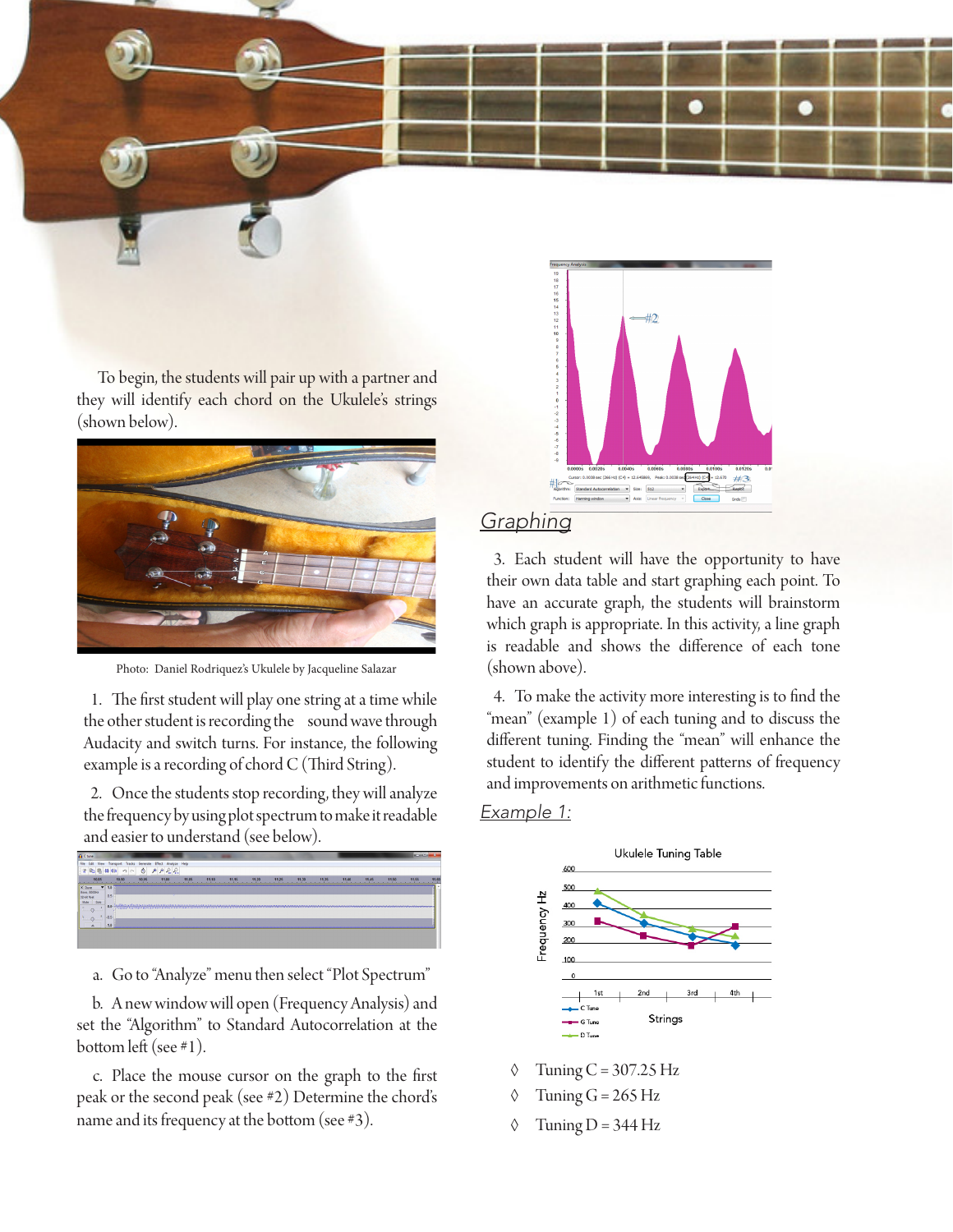To begin, the students will pair up with a partner and they will identify each chord on the Ukulele's strings (shown below).

Photo: Daniel Rodriquez's Ukulele by Jacqueline Salazar

1. The first student will play one string at a time while the other student is recording the sound wave through Audacity and switch turns. For instance, the following example is a recording of chord C (Third String).

2. Once the students stop recording, they will analyze the frequency by using plot spectrum to make it readable and easier to understand (see below).

a. Go to "Analyze" menu then select "Plot Spectrum"

b. A new window will open (Frequency Analysis) and set the "Algorithm" to Standard Autocorrelation at the bottom left (see #1).

c. Place the mouse cursor on the graph to the first peak or the second peak (see #2) Determine the chord's name and its frequency at the bottom (see #3).

## Graphing

3. Each student will have the opportunity to have their own data table and start graphing each point. To have an accurate graph, the students will brainstorm which graph is appropriate. In this activity, a line graph is readable and shows the difference of each tone (shown above).

4. To make the activity more interesting is to find the "mean" (example 1) of each tuning and to discuss the different tuning. Finding the "mean" will enhance the student to identify the different patterns of frequency and improvements on arithmetic functions.

## Example 1:

Ukulele Tuning Table

◊ Tuning C = 307.25 Hz

◊ Tuning G = 265 Hz

◊ Tuning D = 344 Hz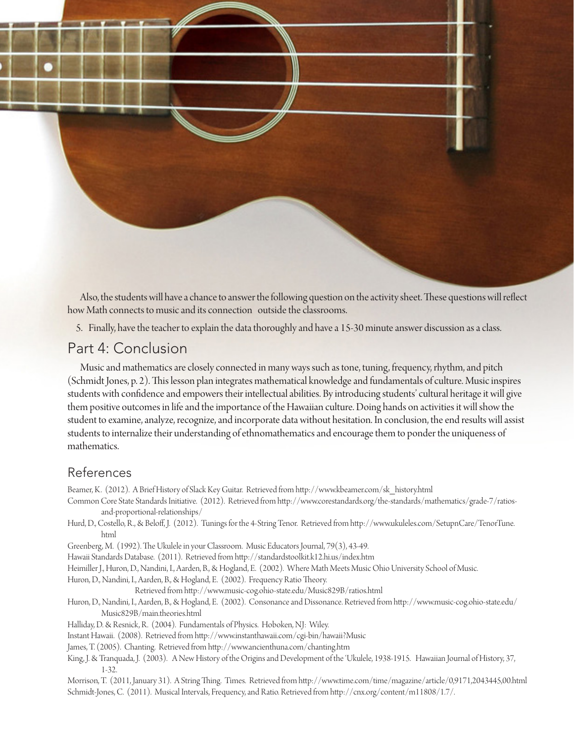Also, the students will have a chance to answer the following question on the activity sheet. These questions will reflect how Math connects to music and its connection outside the classrooms.

5. Finally, have the teacher to explain the data thoroughly and have a 15-30 minute answer discussion as a class.

## Part 4: Conclusion

Music and mathematics are closely connected in many ways such as tone, tuning, frequency, rhythm, and pitch (Schmidt Jones, p. 2). This lesson plan integrates mathematical knowledge and fundamentals of culture. Music inspires students with confidence and empowers their intellectual abilities. By introducing students' cultural heritage it will give them positive outcomes in life and the importance of the Hawaiian culture. Doing hands on activities it will show the student to examine, analyze, recognize, and incorporate data without hesitation. In conclusion, the end results will assist students to internalize their understanding of ethnomathematics and encourage them to ponder the uniqueness of mathematics.

## References

Beamer, K. (2012). A Brief History of Slack Key Guitar. Retrieved from http://www.kbeamer.com/sk_history.html

Common Core State Standards Initiative. (2012). Retrieved from http://www.corestandards.org/the-standards/mathematics/grade-7/ratios-and-proportional-relationships/

Hurd, D., Costello, R., & Beloff, J. (2012). Tunings for the 4-String Tenor. Retrieved from http://www.ukuleles.com/SetupnCare/TenorTune.html

Greenberg, M. (1992). The Ukulele in your Classroom. Music Educators Journal, 79(3), 43-49.

Hawaii Standards Database. (2011). Retrieved from http://standardstoolkit.k12.hi.us/index.htm

Heimiller J., Huron, D., Nandini, I., Aarden, B., & Hogland, E. (2002). Where Math Meets Music Ohio University School of Music.

Huron, D., Nandini, I., Aarden, B., & Hogland, E. (2002). Frequency Ratio Theory. Retrieved from http://www.music-cog.ohio-state.edu/Music829B/ratios.html

Huron, D., Nandini, I., Aarden, B., & Hogland, E. (2002). Consonance and Dissonance. Retrieved from http://www.music-cog.ohio-state.edu/Music829B/main.theories.html

Halliday, D. & Resnick, R. (2004). Fundamentals of Physics. Hoboken, NJ: Wiley.

Instant Hawaii. (2008). Retrieved from http://www.instanthawaii.com/cgi-bin/hawaii?Music

James, T. (2005). Chanting. Retrieved from http://www.ancienthuna.com/chanting.htm

King, J. & Tranquada, J. (2003). A New History of the Origins and Development of the 'Ukulele, 1938-1915. Hawaiian Journal of History, 37, 1-32.

Morrison, T. (2011, January 31). A String Thing. Times. Retrieved from http://www.time.com/time/magazine/article/0,9171,2043445,00.html

Schmidt-Jones, C. (2011). Musical Intervals, Frequency, and Ratio. Retrieved from http://cnx.org/content/m11808/1.7/.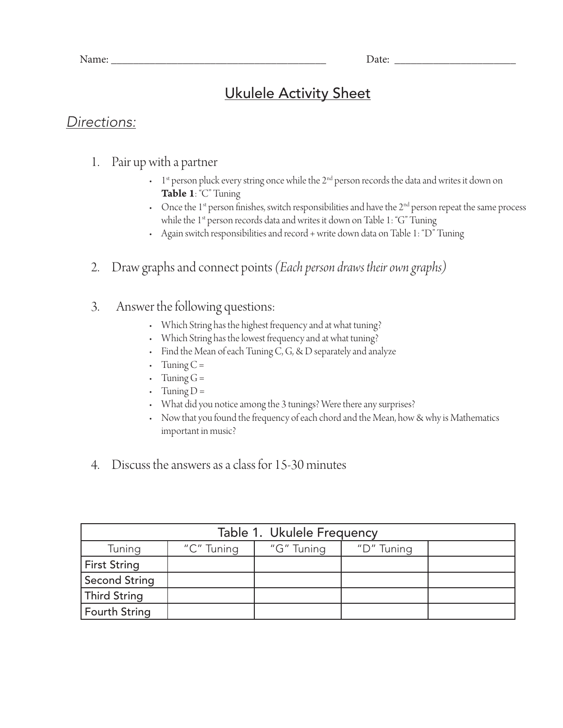Name: ________________________________________ Date: ______________________

# Ukulele Activity Sheet

## *Directions:*

1. Pair up with a partner
   - 1st person pluck every string once while the 2nd person records the data and writes it down on **Table 1**: "C" Tuning
   - Once the 1st person finishes, switch responsibilities and have the 2nd person repeat the same process while the 1st person records data and writes it down on Table 1: "G" Tuning
   - Again switch responsibilities and record + write down data on Table 1: "D" Tuning

2. Draw graphs and connect points *(Each person draws their own graphs)*

3. Answer the following questions:
   - Which String has the highest frequency and at what tuning?
   - Which String has the lowest frequency and at what tuning?
   - Find the Mean of each Tuning C, G, & D separately and analyze
   - Tuning C =
   - Tuning G =
   - Tuning D =
   - What did you notice among the 3 tunings? Were there any surprises?
   - Now that you found the frequency of each chord and the Mean, how & why is Mathematics important in music?

4. Discuss the answers as a class for 15-30 minutes

Table 1. Ukulele Frequency

| Tuning | "C" Tuning | "G" Tuning | "D" Tuning | |
|---|---|---|---|---|
| First String | | | | |
| Second String | | | | |
| Third String | | | | |
| Fourth String | | | | |